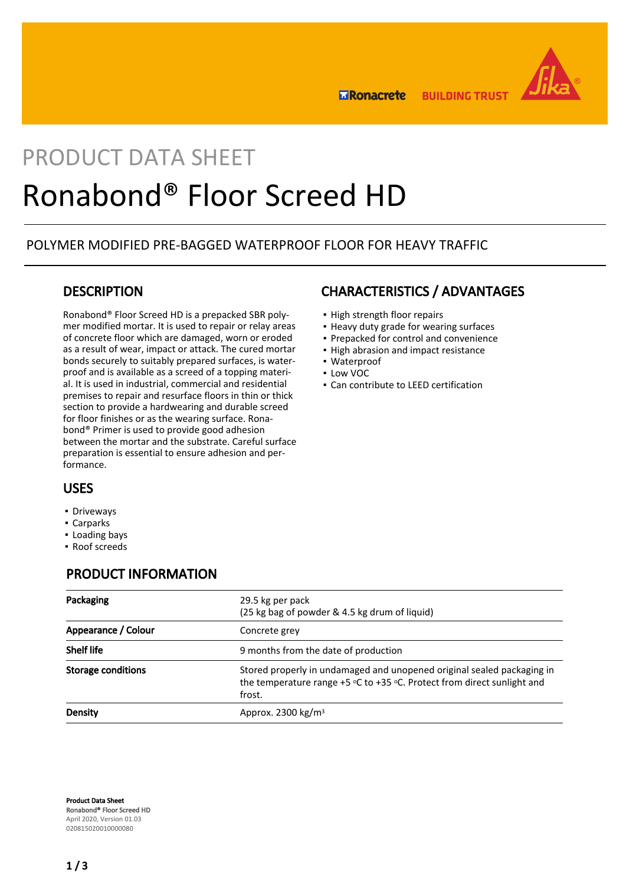PRODUCT DATA SHEET

# Ronabond® Floor Screed HD

POLYMER MODIFIED PRE-BAGGED WATERPROOF FLOOR FOR HEAVY TRAFFIC

## DESCRIPTION

Ronabond® Floor Screed HD is a prepacked SBR polymer modified mortar. It is used to repair or relay areas of concrete floor which are damaged, worn or eroded as a result of wear, impact or attack. The cured mortar bonds securely to suitably prepared surfaces, is waterproof and is available as a screed of a topping material. It is used in industrial, commercial and residential premises to repair and resurface floors in thin or thick section to provide a hardwearing and durable screed for floor finishes or as the wearing surface. Ronabond® Primer is used to provide good adhesion between the mortar and the substrate. Careful surface preparation is essential to ensure adhesion and performance.

## USES

- Driveways
- Carparks
- Loading bays
- Roof screeds

## CHARACTERISTICS / ADVANTAGES

- High strength floor repairs
- Heavy duty grade for wearing surfaces
- Prepacked for control and convenience
- High abrasion and impact resistance
- Waterproof
- Low VOC
- Can contribute to LEED certification

## PRODUCT INFORMATION

| | |
|---|---|
| **Packaging** | 29.5 kg per pack<br>(25 kg bag of powder & 4.5 kg drum of liquid) |
| **Appearance / Colour** | Concrete grey |
| **Shelf life** | 9 months from the date of production |
| **Storage conditions** | Stored properly in undamaged and unopened original sealed packaging in the temperature range +5 °C to +35 °C. Protect from direct sunlight and frost. |
| **Density** | Approx. 2300 kg/m³ |

**Product Data Sheet**
**Ronabond® Floor Screed HD**
April 2020, Version 01.03
020815020010000080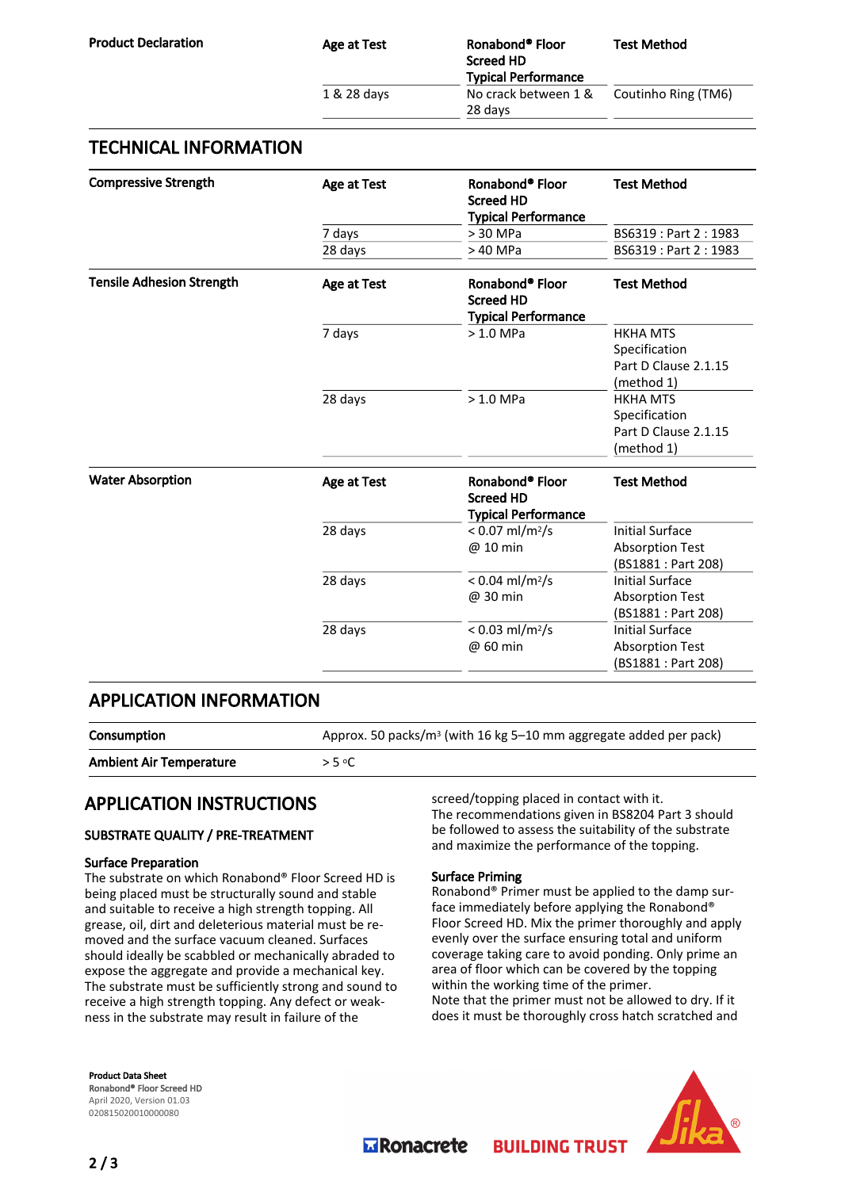| Product Declaration | Age at Test | Ronabond® Floor Screed HD Typical Performance | Test Method |
|---|---|---|---|
| | 1 & 28 days | No crack between 1 & 28 days | Coutinho Ring (TM6) |

## TECHNICAL INFORMATION

| Compressive Strength | Age at Test | Ronabond® Floor Screed HD Typical Performance | Test Method |
|---|---|---|---|
| | 7 days | > 30 MPa | BS6319 : Part 2 : 1983 |
| | 28 days | > 40 MPa | BS6319 : Part 2 : 1983 |

| Tensile Adhesion Strength | Age at Test | Ronabond® Floor Screed HD Typical Performance | Test Method |
|---|---|---|---|
| | 7 days | > 1.0 MPa | HKHA MTS Specification Part D Clause 2.1.15 (method 1) |
| | 28 days | > 1.0 MPa | HKHA MTS Specification Part D Clause 2.1.15 (method 1) |

| Water Absorption | Age at Test | Ronabond® Floor Screed HD Typical Performance | Test Method |
|---|---|---|---|
| | 28 days | < 0.07 ml/m²/s @ 10 min | Initial Surface Absorption Test (BS1881 : Part 208) |
| | 28 days | < 0.04 ml/m²/s @ 30 min | Initial Surface Absorption Test (BS1881 : Part 208) |
| | 28 days | < 0.03 ml/m²/s @ 60 min | Initial Surface Absorption Test (BS1881 : Part 208) |

## APPLICATION INFORMATION

| | |
|---|---|
| **Consumption** | Approx. 50 packs/m³ (with 16 kg 5–10 mm aggregate added per pack) |
| **Ambient Air Temperature** | > 5 °C |

## APPLICATION INSTRUCTIONS

### SUBSTRATE QUALITY / PRE-TREATMENT

**Surface Preparation**

The substrate on which Ronabond® Floor Screed HD is being placed must be structurally sound and stable and suitable to receive a high strength topping. All grease, oil, dirt and deleterious material must be removed and the surface vacuum cleaned. Surfaces should ideally be scabbled or mechanically abraded to expose the aggregate and provide a mechanical key. The substrate must be sufficiently strong and sound to receive a high strength topping. Any defect or weakness in the substrate may result in failure of the screed/topping placed in contact with it.

The recommendations given in BS8204 Part 3 should be followed to assess the suitability of the substrate and maximize the performance of the topping.

**Surface Priming**

Ronabond® Primer must be applied to the damp surface immediately before applying the Ronabond® Floor Screed HD. Mix the primer thoroughly and apply evenly over the surface ensuring total and uniform coverage taking care to avoid ponding. Only prime an area of floor which can be covered by the topping within the working time of the primer.

Note that the primer must not be allowed to dry. If it does it must be thoroughly cross hatch scratched and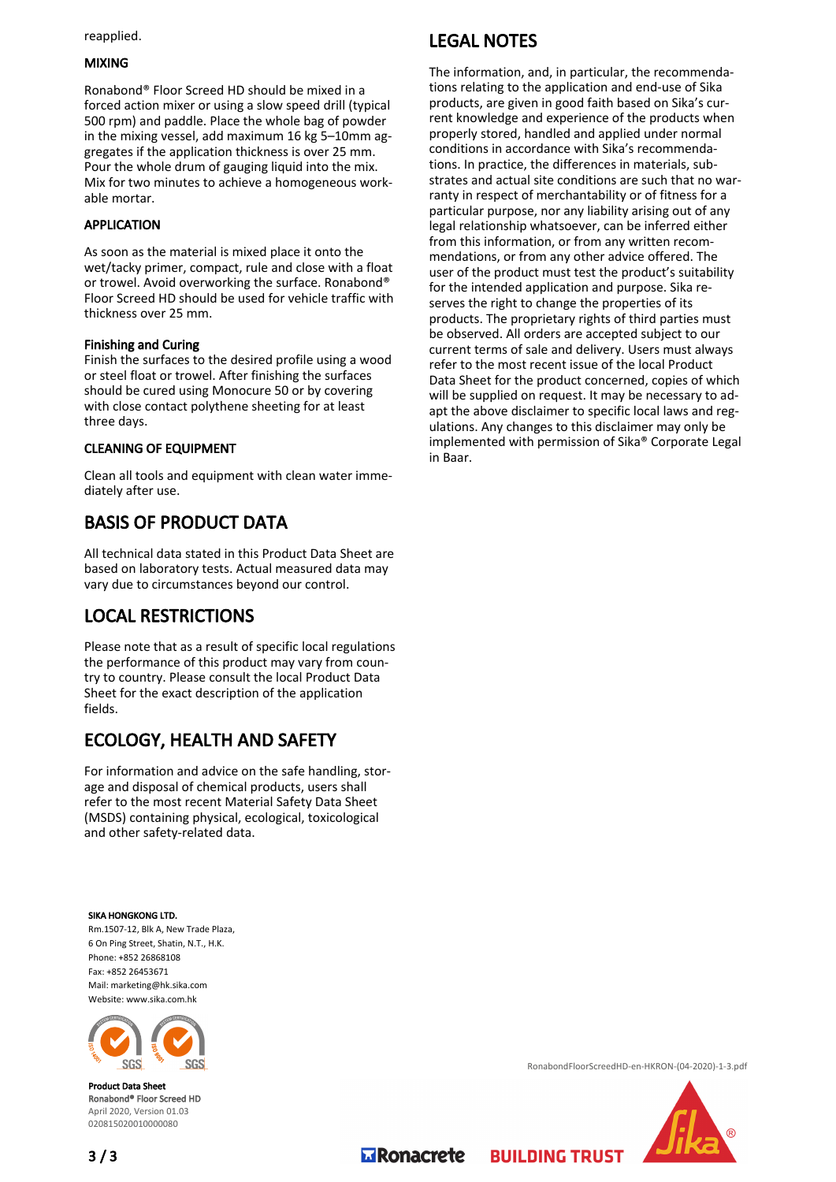reapplied.

### MIXING

Ronabond® Floor Screed HD should be mixed in a forced action mixer or using a slow speed drill (typical 500 rpm) and paddle. Place the whole bag of powder in the mixing vessel, add maximum 16 kg 5–10mm aggregates if the application thickness is over 25 mm. Pour the whole drum of gauging liquid into the mix. Mix for two minutes to achieve a homogeneous workable mortar.

### APPLICATION

As soon as the material is mixed place it onto the wet/tacky primer, compact, rule and close with a float or trowel. Avoid overworking the surface. Ronabond® Floor Screed HD should be used for vehicle traffic with thickness over 25 mm.

#### Finishing and Curing

Finish the surfaces to the desired profile using a wood or steel float or trowel. After finishing the surfaces should be cured using Monocure 50 or by covering with close contact polythene sheeting for at least three days.

### CLEANING OF EQUIPMENT

Clean all tools and equipment with clean water immediately after use.

## BASIS OF PRODUCT DATA

All technical data stated in this Product Data Sheet are based on laboratory tests. Actual measured data may vary due to circumstances beyond our control.

## LOCAL RESTRICTIONS

Please note that as a result of specific local regulations the performance of this product may vary from country to country. Please consult the local Product Data Sheet for the exact description of the application fields.

## ECOLOGY, HEALTH AND SAFETY

For information and advice on the safe handling, storage and disposal of chemical products, users shall refer to the most recent Material Safety Data Sheet (MSDS) containing physical, ecological, toxicological and other safety-related data.

## LEGAL NOTES

The information, and, in particular, the recommendations relating to the application and end-use of Sika products, are given in good faith based on Sika's current knowledge and experience of the products when properly stored, handled and applied under normal conditions in accordance with Sika's recommendations. In practice, the differences in materials, substrates and actual site conditions are such that no warranty in respect of merchantability or of fitness for a particular purpose, nor any liability arising out of any legal relationship whatsoever, can be inferred either from this information, or from any written recommendations, or from any other advice offered. The user of the product must test the product's suitability for the intended application and purpose. Sika reserves the right to change the properties of its products. The proprietary rights of third parties must be observed. All orders are accepted subject to our current terms of sale and delivery. Users must always refer to the most recent issue of the local Product Data Sheet for the product concerned, copies of which will be supplied on request. It may be necessary to adapt the above disclaimer to specific local laws and regulations. Any changes to this disclaimer may only be implemented with permission of Sika® Corporate Legal in Baar.

**SIKA HONGKONG LTD.**
Rm.1507-12, Blk A, New Trade Plaza,
6 On Ping Street, Shatin, N.T., H.K.
Phone: +852 26868108
Fax: +852 26453671
Mail: marketing@hk.sika.com
Website: www.sika.com.hk

**Product Data Sheet**
**Ronabond® Floor Screed HD**
April 2020, Version 01.03
020815020010000080

RonabondFloorScreedHD-en-HKRON-(04-2020)-1-3.pdf